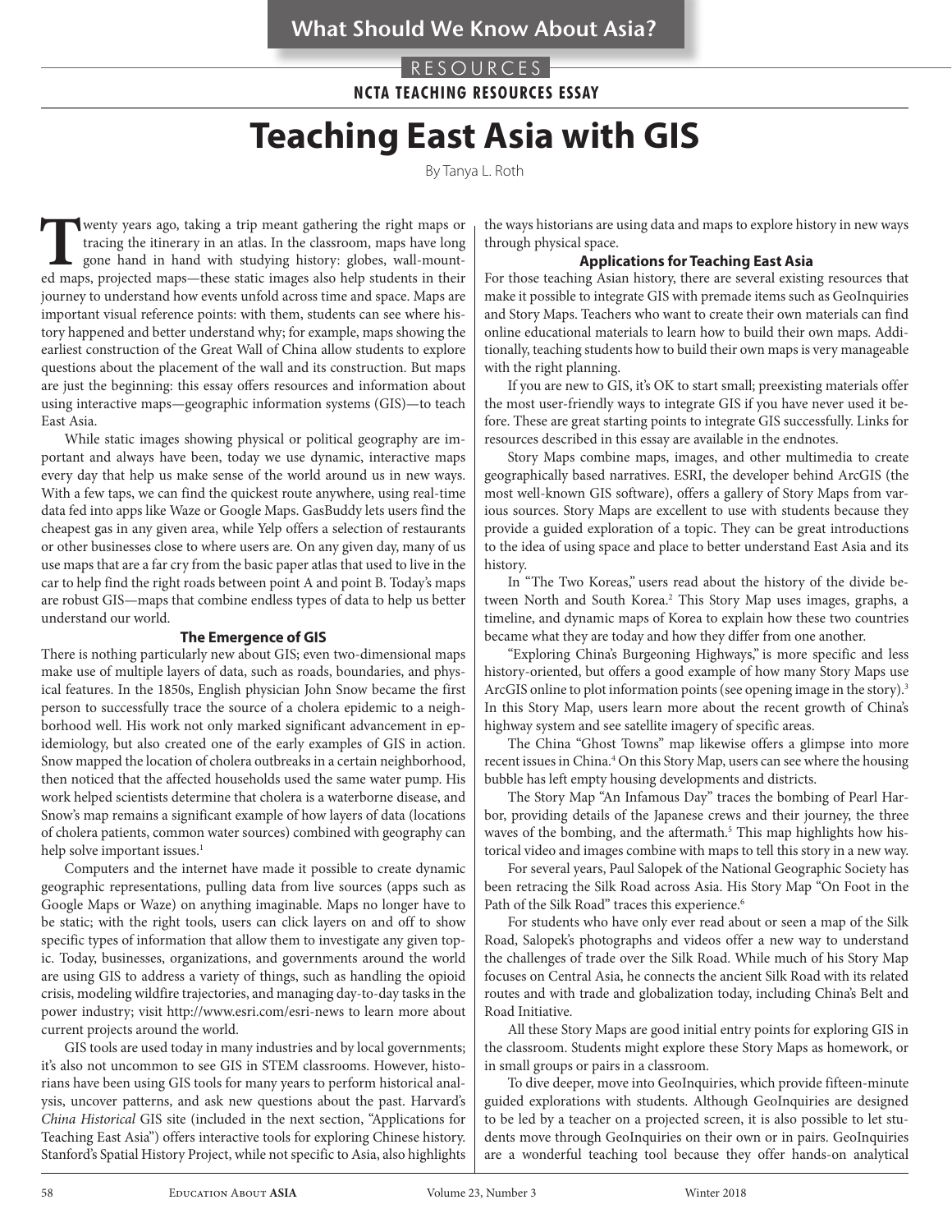What Should We Know About Asia?

RESOURCES

**NCTA TEACHING RESOURCES ESSAY**

# Teaching East Asia with GIS

By Tanya L. Roth

Twenty years ago, taking a trip meant gathering the right maps or tracing the itinerary in an atlas. In the classroom, maps have long gone hand in hand with studying history: globes, wall-mounted maps, projected maps—these static images also help students in their journey to understand how events unfold across time and space. Maps are important visual reference points: with them, students can see where history happened and better understand why; for example, maps showing the earliest construction of the Great Wall of China allow students to explore questions about the placement of the wall and its construction. But maps are just the beginning: this essay offers resources and information about using interactive maps—geographic information systems (GIS)—to teach East Asia.

While static images showing physical or political geography are important and always have been, today we use dynamic, interactive maps every day that help us make sense of the world around us in new ways. With a few taps, we can find the quickest route anywhere, using real-time data fed into apps like Waze or Google Maps. GasBuddy lets users find the cheapest gas in any given area, while Yelp offers a selection of restaurants or other businesses close to where users are. On any given day, many of us use maps that are a far cry from the basic paper atlas that used to live in the car to help find the right roads between point A and point B. Today's maps are robust GIS—maps that combine endless types of data to help us better understand our world.

### The Emergence of GIS

There is nothing particularly new about GIS; even two-dimensional maps make use of multiple layers of data, such as roads, boundaries, and physical features. In the 1850s, English physician John Snow became the first person to successfully trace the source of a cholera epidemic to a neighborhood well. His work not only marked significant advancement in epidemiology, but also created one of the early examples of GIS in action. Snow mapped the location of cholera outbreaks in a certain neighborhood, then noticed that the affected households used the same water pump. His work helped scientists determine that cholera is a waterborne disease, and Snow's map remains a significant example of how layers of data (locations of cholera patients, common water sources) combined with geography can help solve important issues.[1]

Computers and the internet have made it possible to create dynamic geographic representations, pulling data from live sources (apps such as Google Maps or Waze) on anything imaginable. Maps no longer have to be static; with the right tools, users can click layers on and off to show specific types of information that allow them to investigate any given topic. Today, businesses, organizations, and governments around the world are using GIS to address a variety of things, such as handling the opioid crisis, modeling wildfire trajectories, and managing day-to-day tasks in the power industry; visit http://www.esri.com/esri-news to learn more about current projects around the world.

GIS tools are used today in many industries and by local governments; it's also not uncommon to see GIS in STEM classrooms. However, historians have been using GIS tools for many years to perform historical analysis, uncover patterns, and ask new questions about the past. Harvard's *China Historical* GIS site (included in the next section, "Applications for Teaching East Asia") offers interactive tools for exploring Chinese history. Stanford's Spatial History Project, while not specific to Asia, also highlights the ways historians are using data and maps to explore history in new ways through physical space.

### Applications for Teaching East Asia

For those teaching Asian history, there are several existing resources that make it possible to integrate GIS with premade items such as GeoInquiries and Story Maps. Teachers who want to create their own materials can find online educational materials to learn how to build their own maps. Additionally, teaching students how to build their own maps is very manageable with the right planning.

If you are new to GIS, it's OK to start small; preexisting materials offer the most user-friendly ways to integrate GIS if you have never used it before. These are great starting points to integrate GIS successfully. Links for resources described in this essay are available in the endnotes.

Story Maps combine maps, images, and other multimedia to create geographically based narratives. ESRI, the developer behind ArcGIS (the most well-known GIS software), offers a gallery of Story Maps from various sources. Story Maps are excellent to use with students because they provide a guided exploration of a topic. They can be great introductions to the idea of using space and place to better understand East Asia and its history.

In "The Two Koreas," users read about the history of the divide between North and South Korea.[2] This Story Map uses images, graphs, a timeline, and dynamic maps of Korea to explain how these two countries became what they are today and how they differ from one another.

"Exploring China's Burgeoning Highways," is more specific and less history-oriented, but offers a good example of how many Story Maps use ArcGIS online to plot information points (see opening image in the story).[3] In this Story Map, users learn more about the recent growth of China's highway system and see satellite imagery of specific areas.

The China "Ghost Towns" map likewise offers a glimpse into more recent issues in China.[4] On this Story Map, users can see where the housing bubble has left empty housing developments and districts.

The Story Map "An Infamous Day" traces the bombing of Pearl Harbor, providing details of the Japanese crews and their journey, the three waves of the bombing, and the aftermath.[5] This map highlights how historical video and images combine with maps to tell this story in a new way.

For several years, Paul Salopek of the National Geographic Society has been retracing the Silk Road across Asia. His Story Map "On Foot in the Path of the Silk Road" traces this experience.[6]

For students who have only ever read about or seen a map of the Silk Road, Salopek's photographs and videos offer a new way to understand the challenges of trade over the Silk Road. While much of his Story Map focuses on Central Asia, he connects the ancient Silk Road with its related routes and with trade and globalization today, including China's Belt and Road Initiative.

All these Story Maps are good initial entry points for exploring GIS in the classroom. Students might explore these Story Maps as homework, or in small groups or pairs in a classroom.

To dive deeper, move into GeoInquiries, which provide fifteen-minute guided explorations with students. Although GeoInquiries are designed to be led by a teacher on a projected screen, it is also possible to let students move through GeoInquiries on their own or in pairs. GeoInquiries are a wonderful teaching tool because they offer hands-on analytical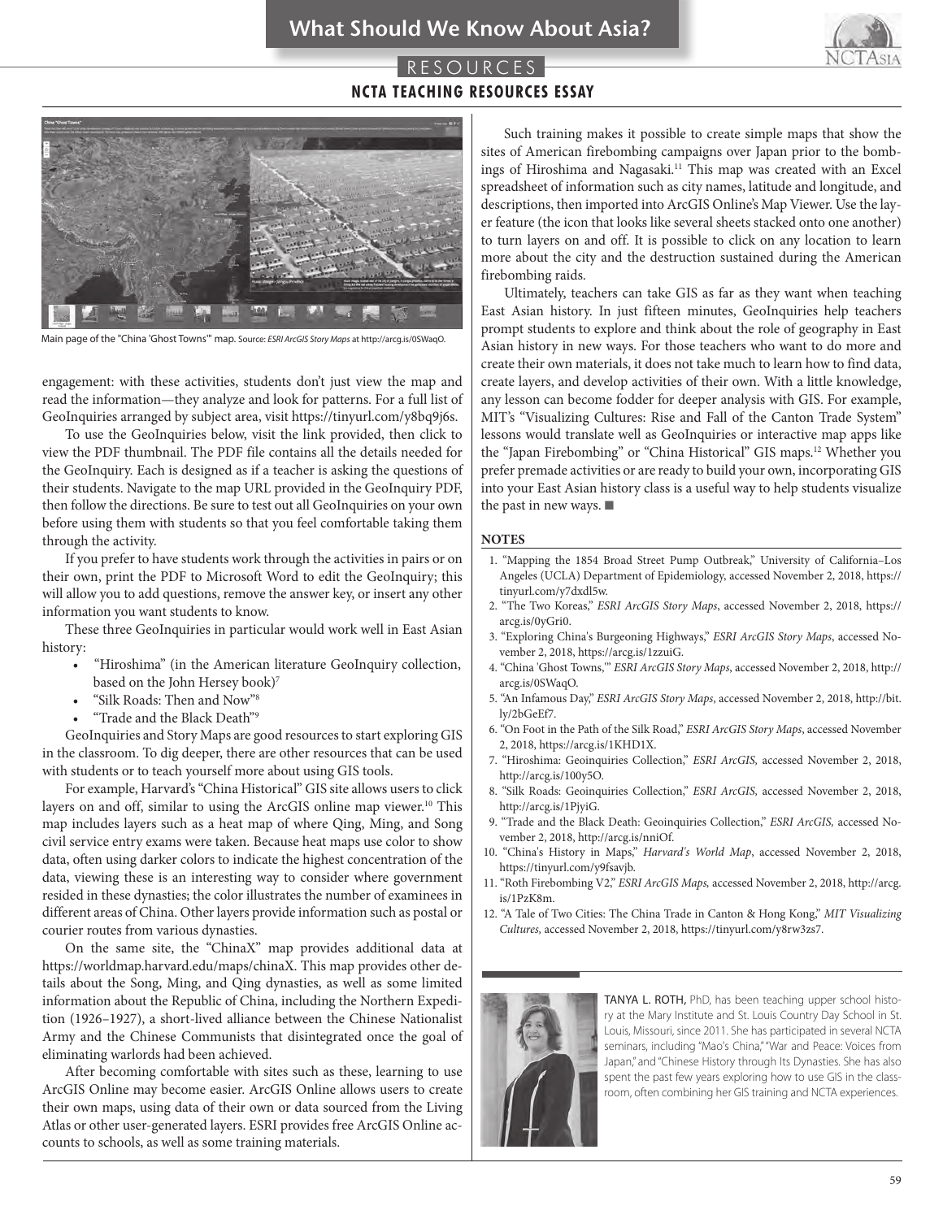Main page of the "China 'Ghost Towns'" map. Source: *ESRI ArcGIS Story Maps* at http://arcg.is/0SWaqO.

engagement: with these activities, students don't just view the map and read the information—they analyze and look for patterns. For a full list of GeoInquiries arranged by subject area, visit https://tinyurl.com/y8bq9j6s.

To use the GeoInquiries below, visit the link provided, then click to view the PDF thumbnail. The PDF file contains all the details needed for the GeoInquiry. Each is designed as if a teacher is asking the questions of their students. Navigate to the map URL provided in the GeoInquiry PDF, then follow the directions. Be sure to test out all GeoInquiries on your own before using them with students so that you feel comfortable taking them through the activity.

If you prefer to have students work through the activities in pairs or on their own, print the PDF to Microsoft Word to edit the GeoInquiry; this will allow you to add questions, remove the answer key, or insert any other information you want students to know.

These three GeoInquiries in particular would work well in East Asian history:

- "Hiroshima" (in the American literature GeoInquiry collection, based on the John Hersey book)[7]
- "Silk Roads: Then and Now"[8]
- "Trade and the Black Death"[9]

GeoInquiries and Story Maps are good resources to start exploring GIS in the classroom. To dig deeper, there are other resources that can be used with students or to teach yourself more about using GIS tools.

For example, Harvard's "China Historical" GIS site allows users to click layers on and off, similar to using the ArcGIS online map viewer.[10] This map includes layers such as a heat map of where Qing, Ming, and Song civil service entry exams were taken. Because heat maps use color to show data, often using darker colors to indicate the highest concentration of the data, viewing these is an interesting way to consider where government resided in these dynasties; the color illustrates the number of examinees in different areas of China. Other layers provide information such as postal or courier routes from various dynasties.

On the same site, the "ChinaX" map provides additional data at https://worldmap.harvard.edu/maps/chinaX. This map provides other details about the Song, Ming, and Qing dynasties, as well as some limited information about the Republic of China, including the Northern Expedition (1926–1927), a short-lived alliance between the Chinese Nationalist Army and the Chinese Communists that disintegrated once the goal of eliminating warlords had been achieved.

After becoming comfortable with sites such as these, learning to use ArcGIS Online may become easier. ArcGIS Online allows users to create their own maps, using data of their own or data sourced from the Living Atlas or other user-generated layers. ESRI provides free ArcGIS Online accounts to schools, as well as some training materials.

Such training makes it possible to create simple maps that show the sites of American firebombing campaigns over Japan prior to the bombings of Hiroshima and Nagasaki.[11] This map was created with an Excel spreadsheet of information such as city names, latitude and longitude, and descriptions, then imported into ArcGIS Online's Map Viewer. Use the layer feature (the icon that looks like several sheets stacked onto one another) to turn layers on and off. It is possible to click on any location to learn more about the city and the destruction sustained during the American firebombing raids.

Ultimately, teachers can take GIS as far as they want when teaching East Asian history. In just fifteen minutes, GeoInquiries help teachers prompt students to explore and think about the role of geography in East Asian history in new ways. For those teachers who want to do more and create their own materials, it does not take much to learn how to find data, create layers, and develop activities of their own. With a little knowledge, any lesson can become fodder for deeper analysis with GIS. For example, MIT's "Visualizing Cultures: Rise and Fall of the Canton Trade System" lessons would translate well as GeoInquiries or interactive map apps like the "Japan Firebombing" or "China Historical" GIS maps.[12] Whether you prefer premade activities or are ready to build your own, incorporating GIS into your East Asian history class is a useful way to help students visualize the past in new ways. ■

## NOTES

1. "Mapping the 1854 Broad Street Pump Outbreak," University of California–Los Angeles (UCLA) Department of Epidemiology, accessed November 2, 2018, https://tinyurl.com/y7dxdl5w.
2. "The Two Koreas," *ESRI ArcGIS Story Maps*, accessed November 2, 2018, https://arcg.is/0yGri0.
3. "Exploring China's Burgeoning Highways," *ESRI ArcGIS Story Maps*, accessed November 2, 2018, https://arcg.is/1zzuiG.
4. "China 'Ghost Towns,'" *ESRI ArcGIS Story Maps*, accessed November 2, 2018, http://arcg.is/0SWaqO.
5. "An Infamous Day," *ESRI ArcGIS Story Maps*, accessed November 2, 2018, http://bit.ly/2bGeEf7.
6. "On Foot in the Path of the Silk Road," *ESRI ArcGIS Story Maps*, accessed November 2, 2018, https://arcg.is/1KHD1X.
7. "Hiroshima: Geoinquiries Collection," *ESRI ArcGIS*, accessed November 2, 2018, http://arcg.is/100y5O.
8. "Silk Roads: Geoinquiries Collection," *ESRI ArcGIS*, accessed November 2, 2018, http://arcg.is/1PjyiG.
9. "Trade and the Black Death: Geoinquiries Collection," *ESRI ArcGIS*, accessed November 2, 2018, http://arcg.is/nniOf.
10. "China's History in Maps," *Harvard's World Map*, accessed November 2, 2018, https://tinyurl.com/y9fsavjb.
11. "Roth Firebombing V2," *ESRI ArcGIS Maps*, accessed November 2, 2018, http://arcg.is/1PzK8m.
12. "A Tale of Two Cities: The China Trade in Canton & Hong Kong," *MIT Visualizing Cultures*, accessed November 2, 2018, https://tinyurl.com/y8rw3zs7.

TANYA L. ROTH, PhD, has been teaching upper school history at the Mary Institute and St. Louis Country Day School in St. Louis, Missouri, since 2011. She has participated in several NCTA seminars, including "Mao's China," "War and Peace: Voices from Japan," and "Chinese History through Its Dynasties. She has also spent the past few years exploring how to use GIS in the classroom, often combining her GIS training and NCTA experiences.